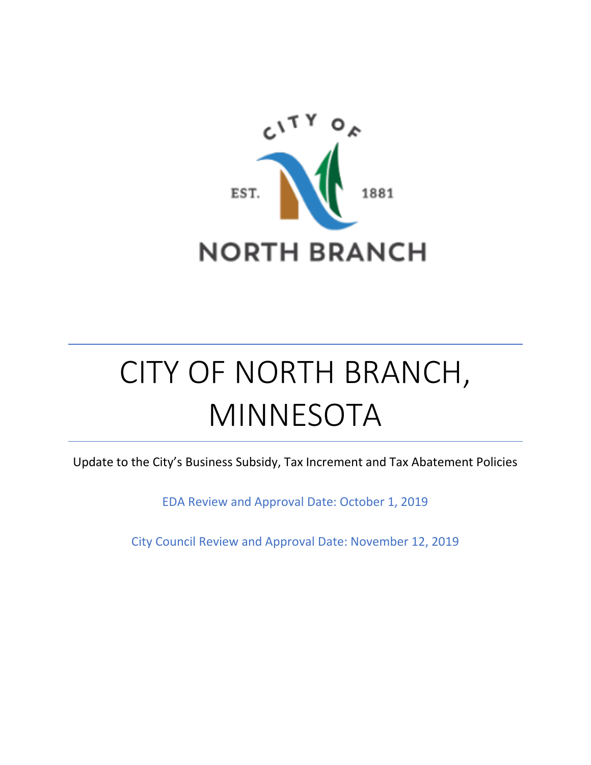CITY OF

EST. 1881

NORTH BRANCH

# CITY OF NORTH BRANCH, MINNESOTA

Update to the City's Business Subsidy, Tax Increment and Tax Abatement Policies

EDA Review and Approval Date: October 1, 2019

City Council Review and Approval Date: November 12, 2019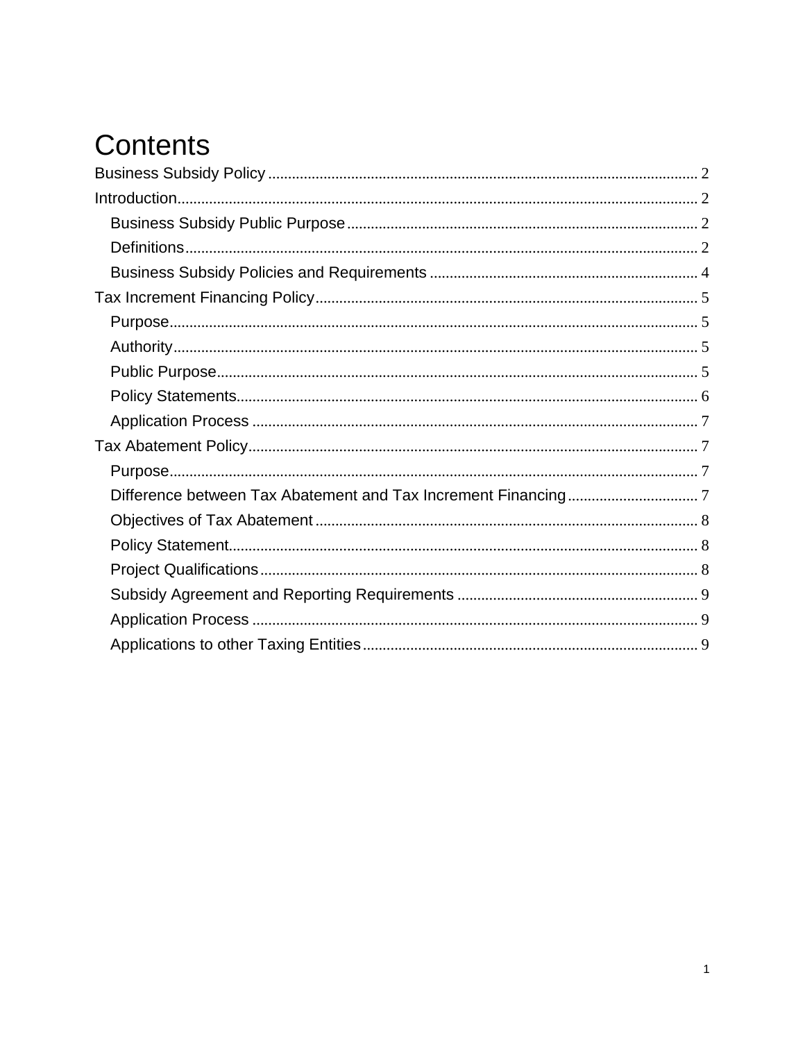# Contents

Business Subsidy Policy .......... 2

Introduction .......... 2

- Business Subsidy Public Purpose .......... 2
- Definitions .......... 2
- Business Subsidy Policies and Requirements .......... 4

Tax Increment Financing Policy .......... 5

- Purpose .......... 5
- Authority .......... 5
- Public Purpose .......... 5
- Policy Statements .......... 6
- Application Process .......... 7

Tax Abatement Policy .......... 7

- Purpose .......... 7
- Difference between Tax Abatement and Tax Increment Financing .......... 7
- Objectives of Tax Abatement .......... 8
- Policy Statement .......... 8
- Project Qualifications .......... 8
- Subsidy Agreement and Reporting Requirements .......... 9
- Application Process .......... 9
- Applications to other Taxing Entities .......... 9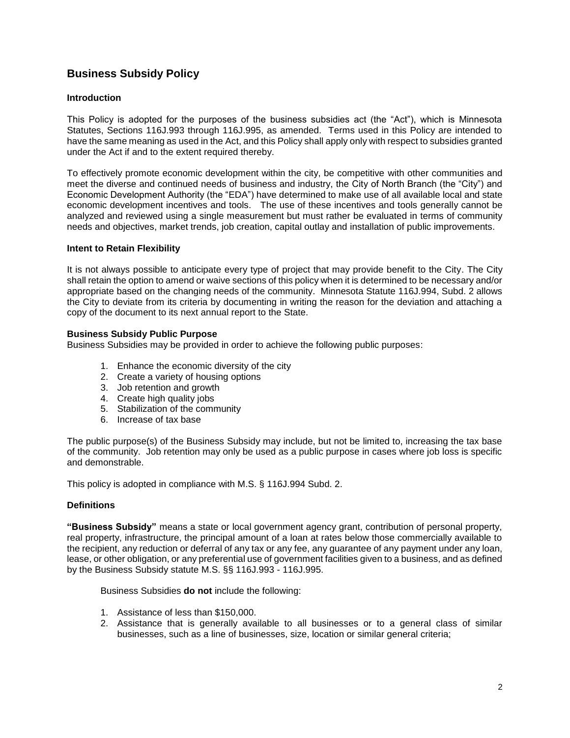## Business Subsidy Policy

### Introduction

This Policy is adopted for the purposes of the business subsidies act (the "Act"), which is Minnesota Statutes, Sections 116J.993 through 116J.995, as amended. Terms used in this Policy are intended to have the same meaning as used in the Act, and this Policy shall apply only with respect to subsidies granted under the Act if and to the extent required thereby.

To effectively promote economic development within the city, be competitive with other communities and meet the diverse and continued needs of business and industry, the City of North Branch (the "City") and Economic Development Authority (the "EDA") have determined to make use of all available local and state economic development incentives and tools. The use of these incentives and tools generally cannot be analyzed and reviewed using a single measurement but must rather be evaluated in terms of community needs and objectives, market trends, job creation, capital outlay and installation of public improvements.

### Intent to Retain Flexibility

It is not always possible to anticipate every type of project that may provide benefit to the City. The City shall retain the option to amend or waive sections of this policy when it is determined to be necessary and/or appropriate based on the changing needs of the community. Minnesota Statute 116J.994, Subd. 2 allows the City to deviate from its criteria by documenting in writing the reason for the deviation and attaching a copy of the document to its next annual report to the State.

### Business Subsidy Public Purpose

Business Subsidies may be provided in order to achieve the following public purposes:

1. Enhance the economic diversity of the city
2. Create a variety of housing options
3. Job retention and growth
4. Create high quality jobs
5. Stabilization of the community
6. Increase of tax base

The public purpose(s) of the Business Subsidy may include, but not be limited to, increasing the tax base of the community. Job retention may only be used as a public purpose in cases where job loss is specific and demonstrable.

This policy is adopted in compliance with M.S. § 116J.994 Subd. 2.

### Definitions

**"Business Subsidy"** means a state or local government agency grant, contribution of personal property, real property, infrastructure, the principal amount of a loan at rates below those commercially available to the recipient, any reduction or deferral of any tax or any fee, any guarantee of any payment under any loan, lease, or other obligation, or any preferential use of government facilities given to a business, and as defined by the Business Subsidy statute M.S. §§ 116J.993 - 116J.995.

Business Subsidies **do not** include the following:

1. Assistance of less than $150,000.
2. Assistance that is generally available to all businesses or to a general class of similar businesses, such as a line of businesses, size, location or similar general criteria;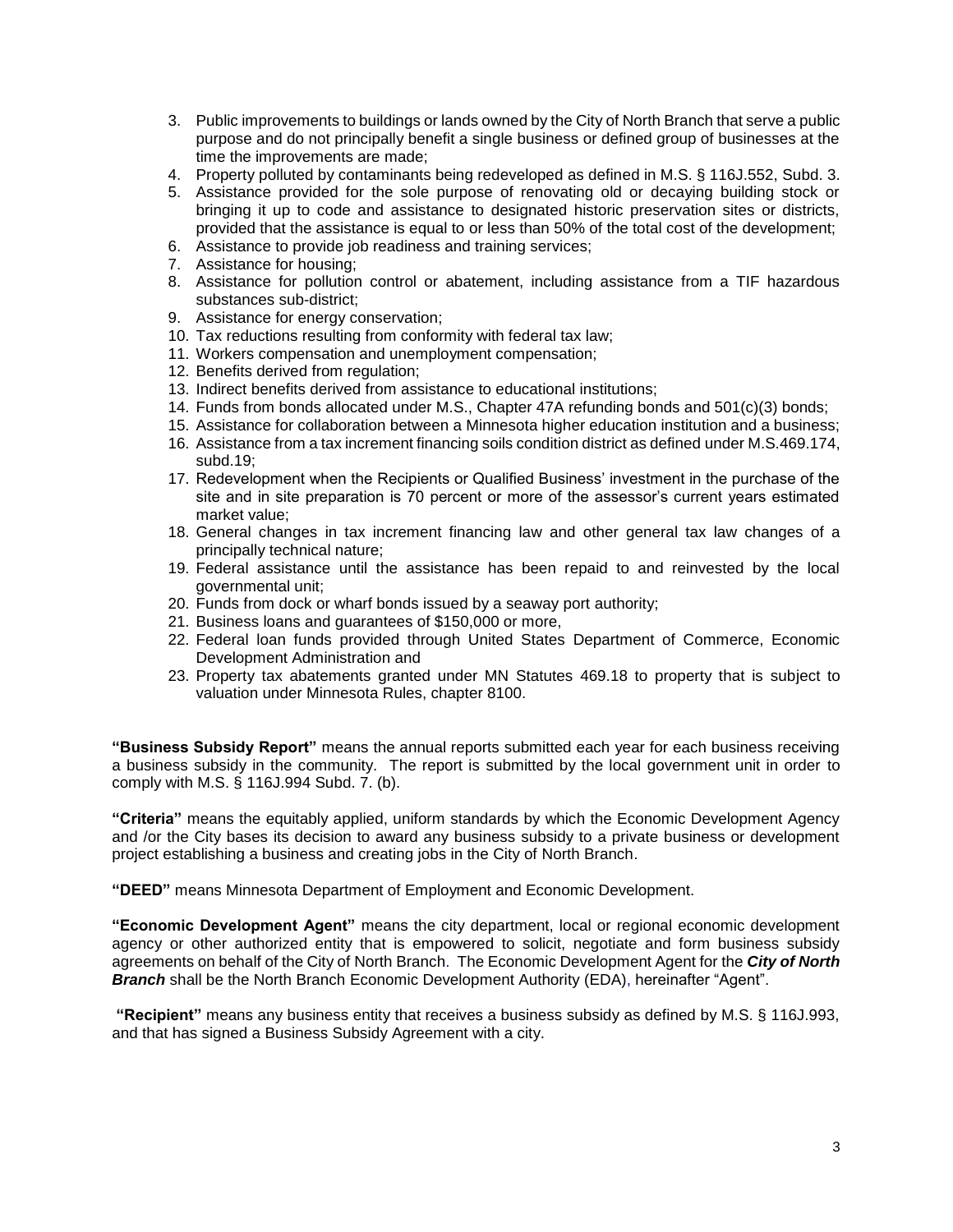3. Public improvements to buildings or lands owned by the City of North Branch that serve a public purpose and do not principally benefit a single business or defined group of businesses at the time the improvements are made;
4. Property polluted by contaminants being redeveloped as defined in M.S. § 116J.552, Subd. 3.
5. Assistance provided for the sole purpose of renovating old or decaying building stock or bringing it up to code and assistance to designated historic preservation sites or districts, provided that the assistance is equal to or less than 50% of the total cost of the development;
6. Assistance to provide job readiness and training services;
7. Assistance for housing;
8. Assistance for pollution control or abatement, including assistance from a TIF hazardous substances sub-district;
9. Assistance for energy conservation;
10. Tax reductions resulting from conformity with federal tax law;
11. Workers compensation and unemployment compensation;
12. Benefits derived from regulation;
13. Indirect benefits derived from assistance to educational institutions;
14. Funds from bonds allocated under M.S., Chapter 47A refunding bonds and 501(c)(3) bonds;
15. Assistance for collaboration between a Minnesota higher education institution and a business;
16. Assistance from a tax increment financing soils condition district as defined under M.S.469.174, subd.19;
17. Redevelopment when the Recipients or Qualified Business' investment in the purchase of the site and in site preparation is 70 percent or more of the assessor's current years estimated market value;
18. General changes in tax increment financing law and other general tax law changes of a principally technical nature;
19. Federal assistance until the assistance has been repaid to and reinvested by the local governmental unit;
20. Funds from dock or wharf bonds issued by a seaway port authority;
21. Business loans and guarantees of $150,000 or more,
22. Federal loan funds provided through United States Department of Commerce, Economic Development Administration and
23. Property tax abatements granted under MN Statutes 469.18 to property that is subject to valuation under Minnesota Rules, chapter 8100.

**"Business Subsidy Report"** means the annual reports submitted each year for each business receiving a business subsidy in the community. The report is submitted by the local government unit in order to comply with M.S. § 116J.994 Subd. 7. (b).

**"Criteria"** means the equitably applied, uniform standards by which the Economic Development Agency and /or the City bases its decision to award any business subsidy to a private business or development project establishing a business and creating jobs in the City of North Branch.

**"DEED"** means Minnesota Department of Employment and Economic Development.

**"Economic Development Agent"** means the city department, local or regional economic development agency or other authorized entity that is empowered to solicit, negotiate and form business subsidy agreements on behalf of the City of North Branch. The Economic Development Agent for the ***City of North Branch*** shall be the North Branch Economic Development Authority (EDA), hereinafter "Agent".

**"Recipient"** means any business entity that receives a business subsidy as defined by M.S. § 116J.993, and that has signed a Business Subsidy Agreement with a city.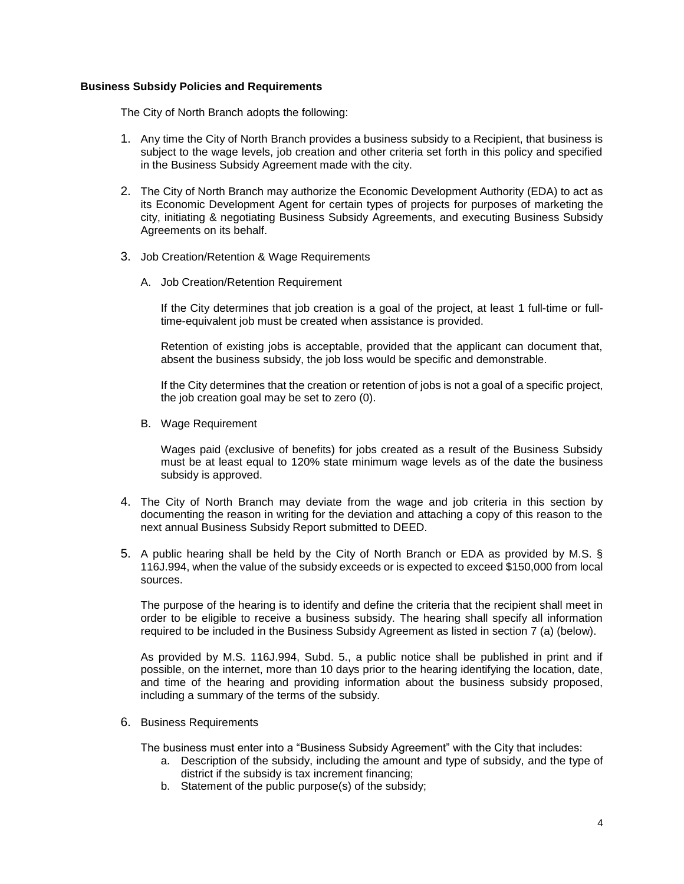**Business Subsidy Policies and Requirements**

The City of North Branch adopts the following:

1. Any time the City of North Branch provides a business subsidy to a Recipient, that business is subject to the wage levels, job creation and other criteria set forth in this policy and specified in the Business Subsidy Agreement made with the city.

2. The City of North Branch may authorize the Economic Development Authority (EDA) to act as its Economic Development Agent for certain types of projects for purposes of marketing the city, initiating & negotiating Business Subsidy Agreements, and executing Business Subsidy Agreements on its behalf.

3. Job Creation/Retention & Wage Requirements

   A. Job Creation/Retention Requirement

      If the City determines that job creation is a goal of the project, at least 1 full-time or full-time-equivalent job must be created when assistance is provided.

      Retention of existing jobs is acceptable, provided that the applicant can document that, absent the business subsidy, the job loss would be specific and demonstrable.

      If the City determines that the creation or retention of jobs is not a goal of a specific project, the job creation goal may be set to zero (0).

   B. Wage Requirement

      Wages paid (exclusive of benefits) for jobs created as a result of the Business Subsidy must be at least equal to 120% state minimum wage levels as of the date the business subsidy is approved.

4. The City of North Branch may deviate from the wage and job criteria in this section by documenting the reason in writing for the deviation and attaching a copy of this reason to the next annual Business Subsidy Report submitted to DEED.

5. A public hearing shall be held by the City of North Branch or EDA as provided by M.S. § 116J.994, when the value of the subsidy exceeds or is expected to exceed $150,000 from local sources.

   The purpose of the hearing is to identify and define the criteria that the recipient shall meet in order to be eligible to receive a business subsidy. The hearing shall specify all information required to be included in the Business Subsidy Agreement as listed in section 7 (a) (below).

   As provided by M.S. 116J.994, Subd. 5., a public notice shall be published in print and if possible, on the internet, more than 10 days prior to the hearing identifying the location, date, and time of the hearing and providing information about the business subsidy proposed, including a summary of the terms of the subsidy.

6. Business Requirements

   The business must enter into a "Business Subsidy Agreement" with the City that includes:

   a. Description of the subsidy, including the amount and type of subsidy, and the type of district if the subsidy is tax increment financing;
   b. Statement of the public purpose(s) of the subsidy;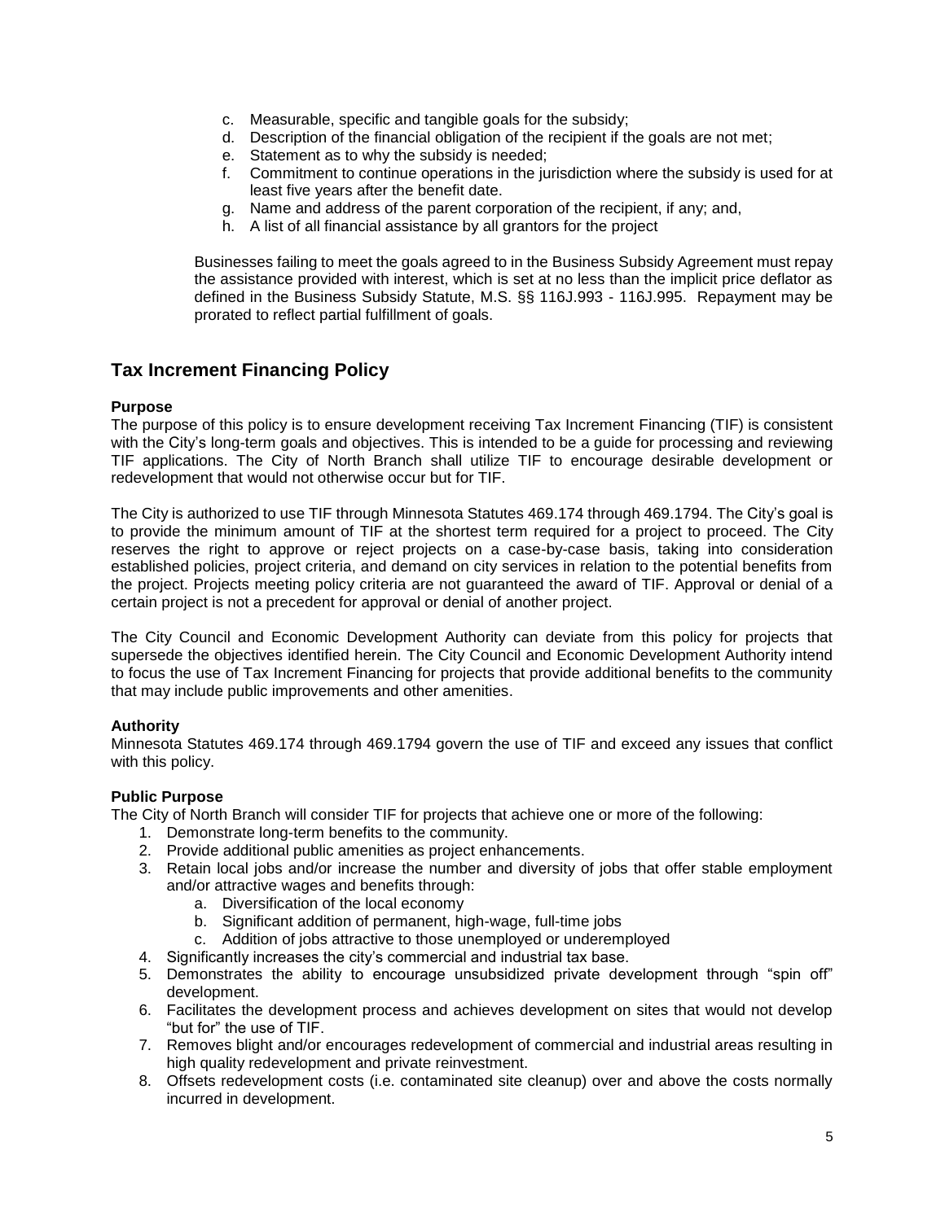c. Measurable, specific and tangible goals for the subsidy;
d. Description of the financial obligation of the recipient if the goals are not met;
e. Statement as to why the subsidy is needed;
f. Commitment to continue operations in the jurisdiction where the subsidy is used for at least five years after the benefit date.
g. Name and address of the parent corporation of the recipient, if any; and,
h. A list of all financial assistance by all grantors for the project

Businesses failing to meet the goals agreed to in the Business Subsidy Agreement must repay the assistance provided with interest, which is set at no less than the implicit price deflator as defined in the Business Subsidy Statute, M.S. §§ 116J.993 - 116J.995. Repayment may be prorated to reflect partial fulfillment of goals.

## Tax Increment Financing Policy

**Purpose**

The purpose of this policy is to ensure development receiving Tax Increment Financing (TIF) is consistent with the City's long-term goals and objectives. This is intended to be a guide for processing and reviewing TIF applications. The City of North Branch shall utilize TIF to encourage desirable development or redevelopment that would not otherwise occur but for TIF.

The City is authorized to use TIF through Minnesota Statutes 469.174 through 469.1794. The City's goal is to provide the minimum amount of TIF at the shortest term required for a project to proceed. The City reserves the right to approve or reject projects on a case-by-case basis, taking into consideration established policies, project criteria, and demand on city services in relation to the potential benefits from the project. Projects meeting policy criteria are not guaranteed the award of TIF. Approval or denial of a certain project is not a precedent for approval or denial of another project.

The City Council and Economic Development Authority can deviate from this policy for projects that supersede the objectives identified herein. The City Council and Economic Development Authority intend to focus the use of Tax Increment Financing for projects that provide additional benefits to the community that may include public improvements and other amenities.

**Authority**

Minnesota Statutes 469.174 through 469.1794 govern the use of TIF and exceed any issues that conflict with this policy.

**Public Purpose**

The City of North Branch will consider TIF for projects that achieve one or more of the following:

1. Demonstrate long-term benefits to the community.
2. Provide additional public amenities as project enhancements.
3. Retain local jobs and/or increase the number and diversity of jobs that offer stable employment and/or attractive wages and benefits through:
   a. Diversification of the local economy
   b. Significant addition of permanent, high-wage, full-time jobs
   c. Addition of jobs attractive to those unemployed or underemployed
4. Significantly increases the city's commercial and industrial tax base.
5. Demonstrates the ability to encourage unsubsidized private development through "spin off" development.
6. Facilitates the development process and achieves development on sites that would not develop "but for" the use of TIF.
7. Removes blight and/or encourages redevelopment of commercial and industrial areas resulting in high quality redevelopment and private reinvestment.
8. Offsets redevelopment costs (i.e. contaminated site cleanup) over and above the costs normally incurred in development.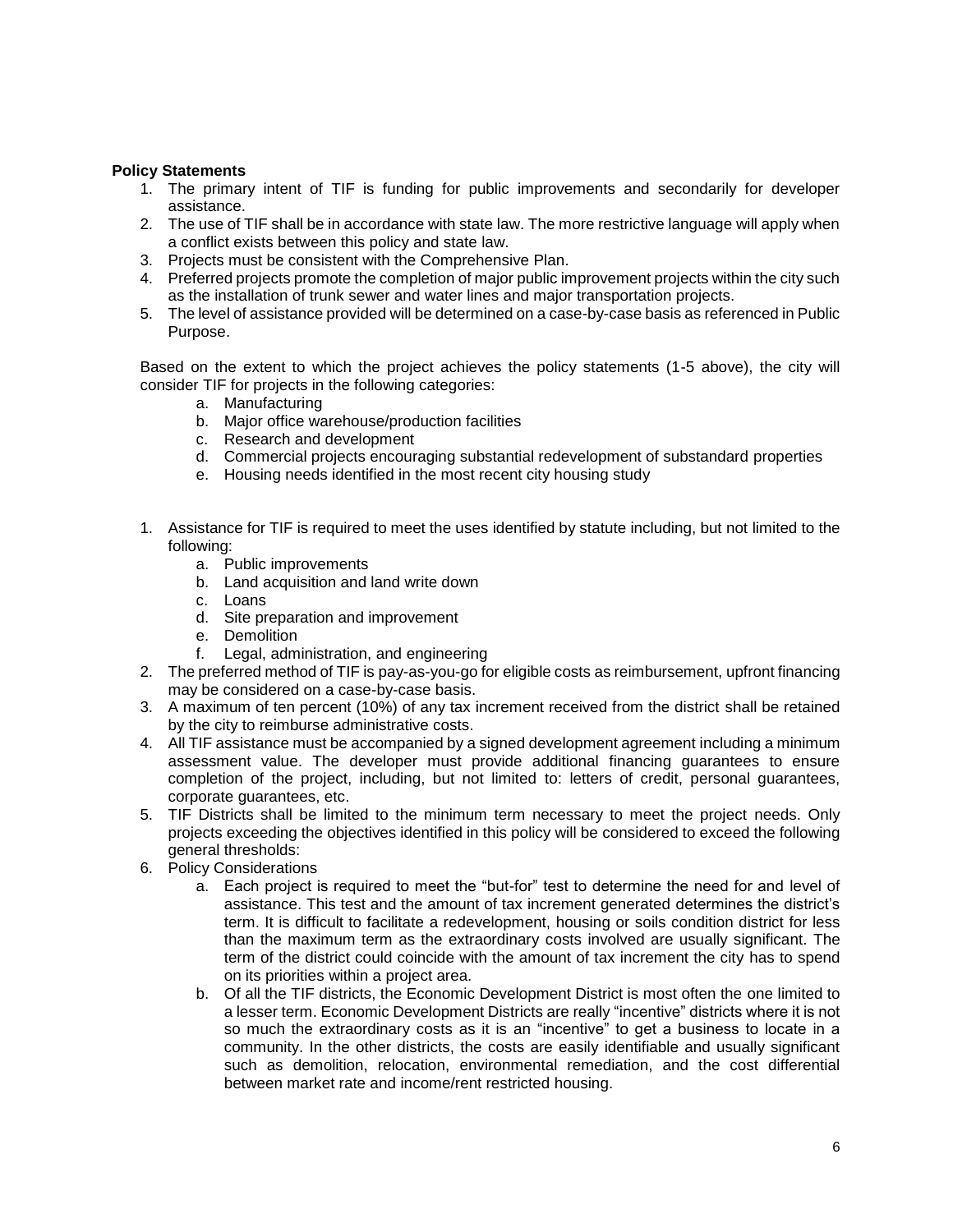**Policy Statements**

1. The primary intent of TIF is funding for public improvements and secondarily for developer assistance.
2. The use of TIF shall be in accordance with state law. The more restrictive language will apply when a conflict exists between this policy and state law.
3. Projects must be consistent with the Comprehensive Plan.
4. Preferred projects promote the completion of major public improvement projects within the city such as the installation of trunk sewer and water lines and major transportation projects.
5. The level of assistance provided will be determined on a case-by-case basis as referenced in Public Purpose.

Based on the extent to which the project achieves the policy statements (1-5 above), the city will consider TIF for projects in the following categories:

a. Manufacturing
b. Major office warehouse/production facilities
c. Research and development
d. Commercial projects encouraging substantial redevelopment of substandard properties
e. Housing needs identified in the most recent city housing study

1. Assistance for TIF is required to meet the uses identified by statute including, but not limited to the following:
   a. Public improvements
   b. Land acquisition and land write down
   c. Loans
   d. Site preparation and improvement
   e. Demolition
   f. Legal, administration, and engineering
2. The preferred method of TIF is pay-as-you-go for eligible costs as reimbursement, upfront financing may be considered on a case-by-case basis.
3. A maximum of ten percent (10%) of any tax increment received from the district shall be retained by the city to reimburse administrative costs.
4. All TIF assistance must be accompanied by a signed development agreement including a minimum assessment value. The developer must provide additional financing guarantees to ensure completion of the project, including, but not limited to: letters of credit, personal guarantees, corporate guarantees, etc.
5. TIF Districts shall be limited to the minimum term necessary to meet the project needs. Only projects exceeding the objectives identified in this policy will be considered to exceed the following general thresholds:
6. Policy Considerations
   a. Each project is required to meet the "but-for" test to determine the need for and level of assistance. This test and the amount of tax increment generated determines the district's term. It is difficult to facilitate a redevelopment, housing or soils condition district for less than the maximum term as the extraordinary costs involved are usually significant. The term of the district could coincide with the amount of tax increment the city has to spend on its priorities within a project area.
   b. Of all the TIF districts, the Economic Development District is most often the one limited to a lesser term. Economic Development Districts are really "incentive" districts where it is not so much the extraordinary costs as it is an "incentive" to get a business to locate in a community. In the other districts, the costs are easily identifiable and usually significant such as demolition, relocation, environmental remediation, and the cost differential between market rate and income/rent restricted housing.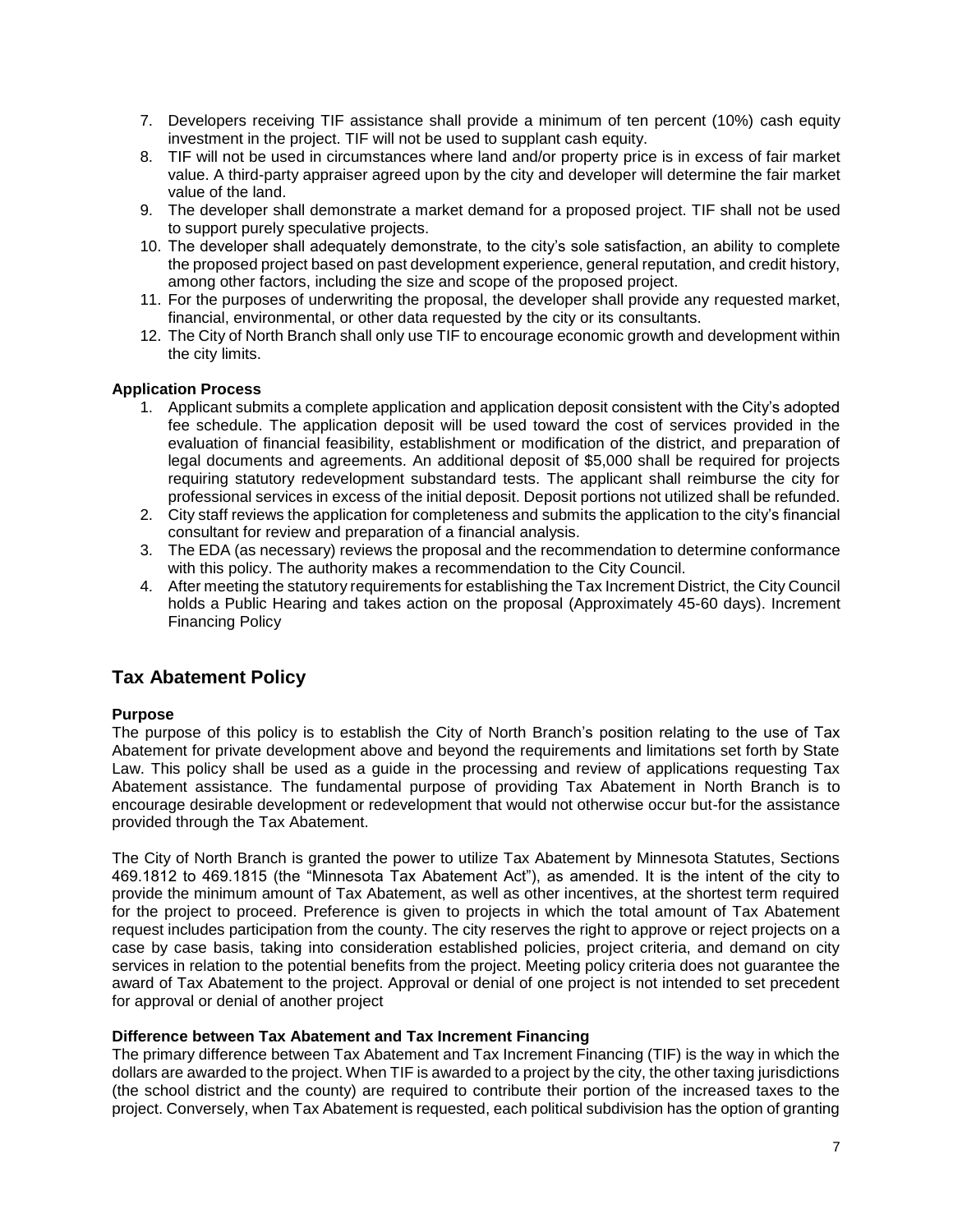7. Developers receiving TIF assistance shall provide a minimum of ten percent (10%) cash equity investment in the project. TIF will not be used to supplant cash equity.
8. TIF will not be used in circumstances where land and/or property price is in excess of fair market value. A third-party appraiser agreed upon by the city and developer will determine the fair market value of the land.
9. The developer shall demonstrate a market demand for a proposed project. TIF shall not be used to support purely speculative projects.
10. The developer shall adequately demonstrate, to the city's sole satisfaction, an ability to complete the proposed project based on past development experience, general reputation, and credit history, among other factors, including the size and scope of the proposed project.
11. For the purposes of underwriting the proposal, the developer shall provide any requested market, financial, environmental, or other data requested by the city or its consultants.
12. The City of North Branch shall only use TIF to encourage economic growth and development within the city limits.

**Application Process**

1. Applicant submits a complete application and application deposit consistent with the City's adopted fee schedule. The application deposit will be used toward the cost of services provided in the evaluation of financial feasibility, establishment or modification of the district, and preparation of legal documents and agreements. An additional deposit of $5,000 shall be required for projects requiring statutory redevelopment substandard tests. The applicant shall reimburse the city for professional services in excess of the initial deposit. Deposit portions not utilized shall be refunded.
2. City staff reviews the application for completeness and submits the application to the city's financial consultant for review and preparation of a financial analysis.
3. The EDA (as necessary) reviews the proposal and the recommendation to determine conformance with this policy. The authority makes a recommendation to the City Council.
4. After meeting the statutory requirements for establishing the Tax Increment District, the City Council holds a Public Hearing and takes action on the proposal (Approximately 45-60 days). Increment Financing Policy

## Tax Abatement Policy

**Purpose**

The purpose of this policy is to establish the City of North Branch's position relating to the use of Tax Abatement for private development above and beyond the requirements and limitations set forth by State Law. This policy shall be used as a guide in the processing and review of applications requesting Tax Abatement assistance. The fundamental purpose of providing Tax Abatement in North Branch is to encourage desirable development or redevelopment that would not otherwise occur but-for the assistance provided through the Tax Abatement.

The City of North Branch is granted the power to utilize Tax Abatement by Minnesota Statutes, Sections 469.1812 to 469.1815 (the "Minnesota Tax Abatement Act"), as amended. It is the intent of the city to provide the minimum amount of Tax Abatement, as well as other incentives, at the shortest term required for the project to proceed. Preference is given to projects in which the total amount of Tax Abatement request includes participation from the county. The city reserves the right to approve or reject projects on a case by case basis, taking into consideration established policies, project criteria, and demand on city services in relation to the potential benefits from the project. Meeting policy criteria does not guarantee the award of Tax Abatement to the project. Approval or denial of one project is not intended to set precedent for approval or denial of another project

**Difference between Tax Abatement and Tax Increment Financing**

The primary difference between Tax Abatement and Tax Increment Financing (TIF) is the way in which the dollars are awarded to the project. When TIF is awarded to a project by the city, the other taxing jurisdictions (the school district and the county) are required to contribute their portion of the increased taxes to the project. Conversely, when Tax Abatement is requested, each political subdivision has the option of granting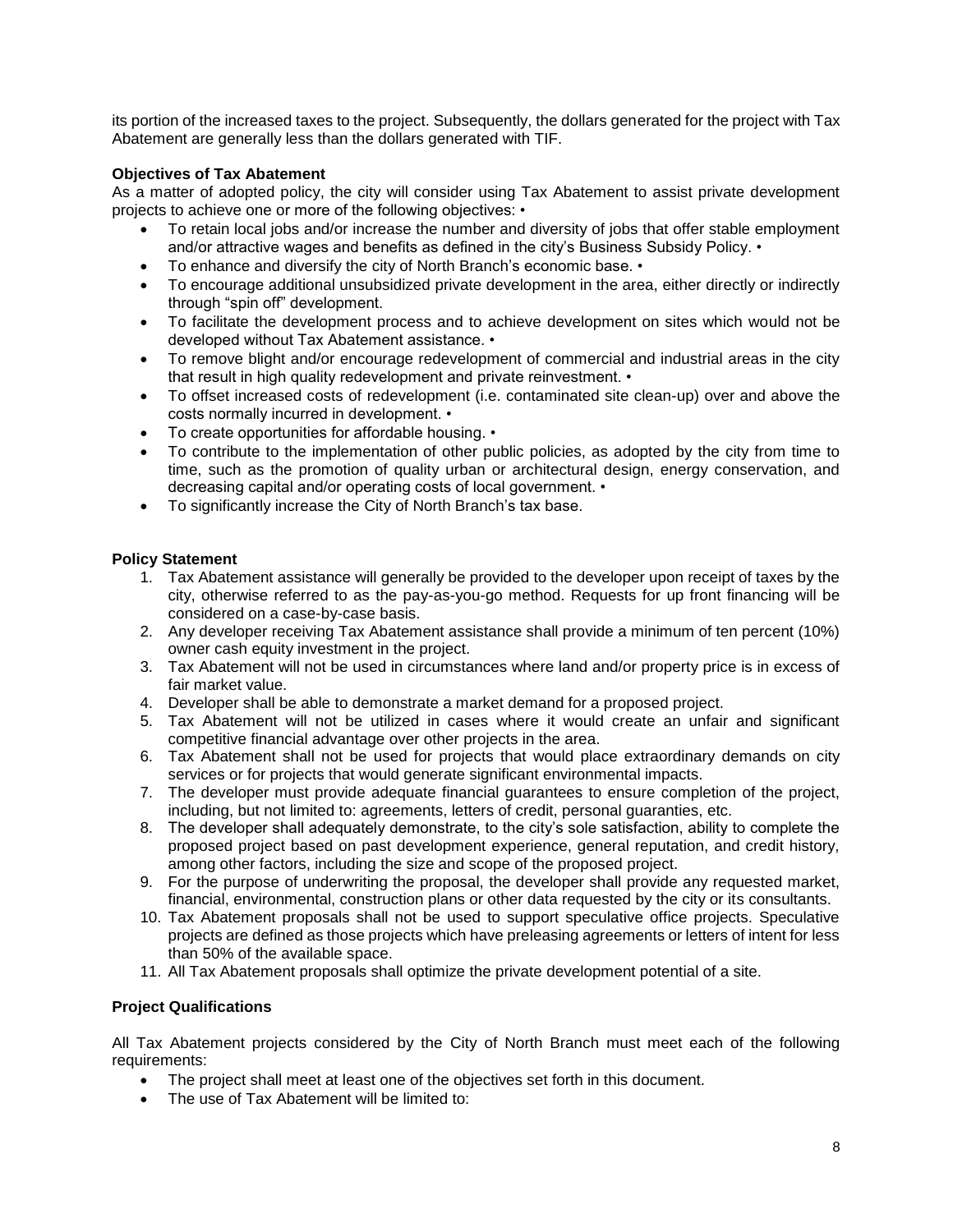its portion of the increased taxes to the project. Subsequently, the dollars generated for the project with Tax Abatement are generally less than the dollars generated with TIF.

**Objectives of Tax Abatement**

As a matter of adopted policy, the city will consider using Tax Abatement to assist private development projects to achieve one or more of the following objectives: •

- To retain local jobs and/or increase the number and diversity of jobs that offer stable employment and/or attractive wages and benefits as defined in the city's Business Subsidy Policy. •
- To enhance and diversify the city of North Branch's economic base. •
- To encourage additional unsubsidized private development in the area, either directly or indirectly through "spin off" development.
- To facilitate the development process and to achieve development on sites which would not be developed without Tax Abatement assistance. •
- To remove blight and/or encourage redevelopment of commercial and industrial areas in the city that result in high quality redevelopment and private reinvestment. •
- To offset increased costs of redevelopment (i.e. contaminated site clean-up) over and above the costs normally incurred in development. •
- To create opportunities for affordable housing. •
- To contribute to the implementation of other public policies, as adopted by the city from time to time, such as the promotion of quality urban or architectural design, energy conservation, and decreasing capital and/or operating costs of local government. •
- To significantly increase the City of North Branch's tax base.

**Policy Statement**

1. Tax Abatement assistance will generally be provided to the developer upon receipt of taxes by the city, otherwise referred to as the pay-as-you-go method. Requests for up front financing will be considered on a case-by-case basis.
2. Any developer receiving Tax Abatement assistance shall provide a minimum of ten percent (10%) owner cash equity investment in the project.
3. Tax Abatement will not be used in circumstances where land and/or property price is in excess of fair market value.
4. Developer shall be able to demonstrate a market demand for a proposed project.
5. Tax Abatement will not be utilized in cases where it would create an unfair and significant competitive financial advantage over other projects in the area.
6. Tax Abatement shall not be used for projects that would place extraordinary demands on city services or for projects that would generate significant environmental impacts.
7. The developer must provide adequate financial guarantees to ensure completion of the project, including, but not limited to: agreements, letters of credit, personal guaranties, etc.
8. The developer shall adequately demonstrate, to the city's sole satisfaction, ability to complete the proposed project based on past development experience, general reputation, and credit history, among other factors, including the size and scope of the proposed project.
9. For the purpose of underwriting the proposal, the developer shall provide any requested market, financial, environmental, construction plans or other data requested by the city or its consultants.
10. Tax Abatement proposals shall not be used to support speculative office projects. Speculative projects are defined as those projects which have preleasing agreements or letters of intent for less than 50% of the available space.
11. All Tax Abatement proposals shall optimize the private development potential of a site.

**Project Qualifications**

All Tax Abatement projects considered by the City of North Branch must meet each of the following requirements:

- The project shall meet at least one of the objectives set forth in this document.
- The use of Tax Abatement will be limited to: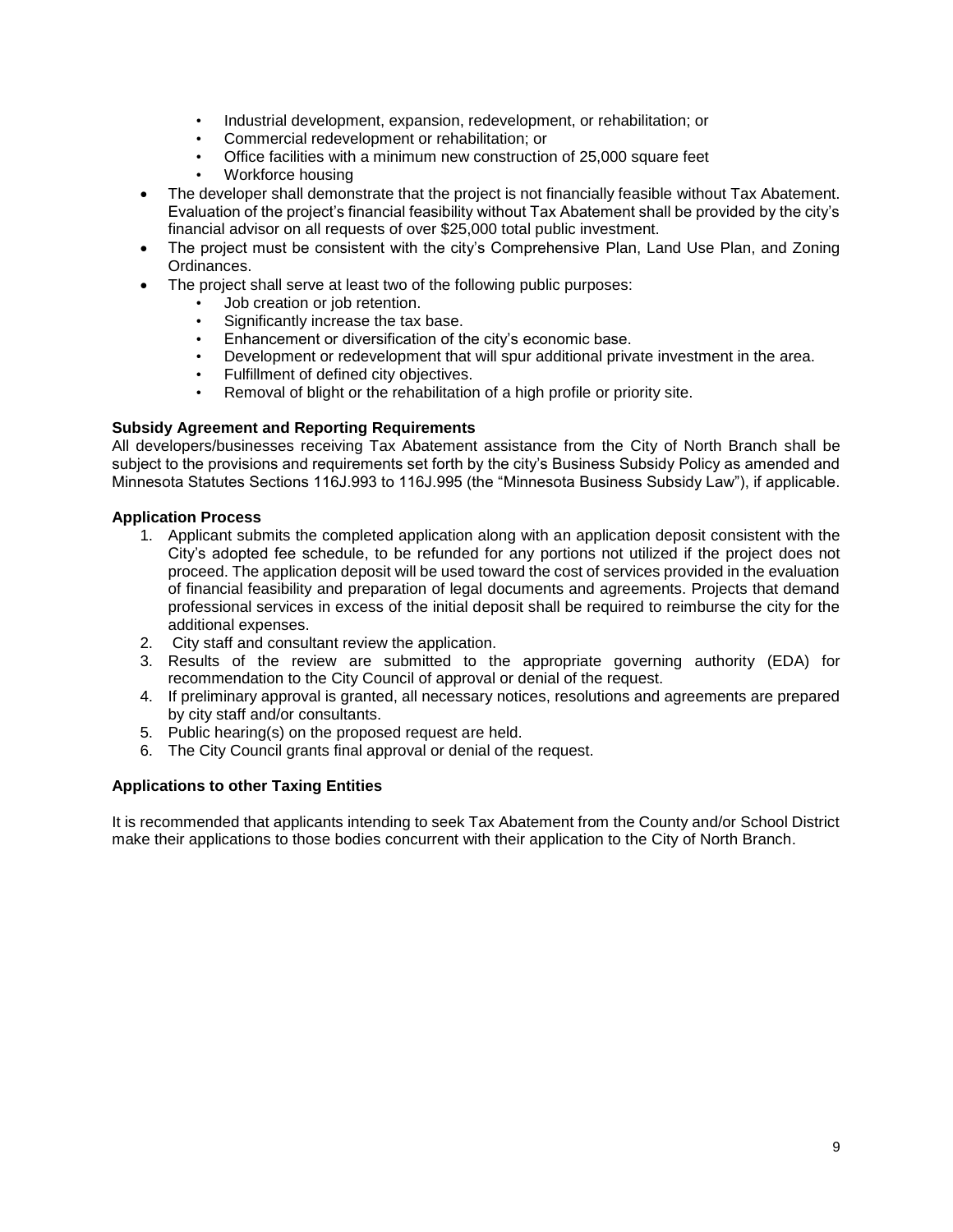- Industrial development, expansion, redevelopment, or rehabilitation; or
    - Commercial redevelopment or rehabilitation; or
    - Office facilities with a minimum new construction of 25,000 square feet
    - Workforce housing
- The developer shall demonstrate that the project is not financially feasible without Tax Abatement. Evaluation of the project's financial feasibility without Tax Abatement shall be provided by the city's financial advisor on all requests of over $25,000 total public investment.
- The project must be consistent with the city's Comprehensive Plan, Land Use Plan, and Zoning Ordinances.
- The project shall serve at least two of the following public purposes:
    - Job creation or job retention.
    - Significantly increase the tax base.
    - Enhancement or diversification of the city's economic base.
    - Development or redevelopment that will spur additional private investment in the area.
    - Fulfillment of defined city objectives.
    - Removal of blight or the rehabilitation of a high profile or priority site.

**Subsidy Agreement and Reporting Requirements**

All developers/businesses receiving Tax Abatement assistance from the City of North Branch shall be subject to the provisions and requirements set forth by the city's Business Subsidy Policy as amended and Minnesota Statutes Sections 116J.993 to 116J.995 (the "Minnesota Business Subsidy Law"), if applicable.

**Application Process**

1. Applicant submits the completed application along with an application deposit consistent with the City's adopted fee schedule, to be refunded for any portions not utilized if the project does not proceed. The application deposit will be used toward the cost of services provided in the evaluation of financial feasibility and preparation of legal documents and agreements. Projects that demand professional services in excess of the initial deposit shall be required to reimburse the city for the additional expenses.
2. City staff and consultant review the application.
3. Results of the review are submitted to the appropriate governing authority (EDA) for recommendation to the City Council of approval or denial of the request.
4. If preliminary approval is granted, all necessary notices, resolutions and agreements are prepared by city staff and/or consultants.
5. Public hearing(s) on the proposed request are held.
6. The City Council grants final approval or denial of the request.

**Applications to other Taxing Entities**

It is recommended that applicants intending to seek Tax Abatement from the County and/or School District make their applications to those bodies concurrent with their application to the City of North Branch.